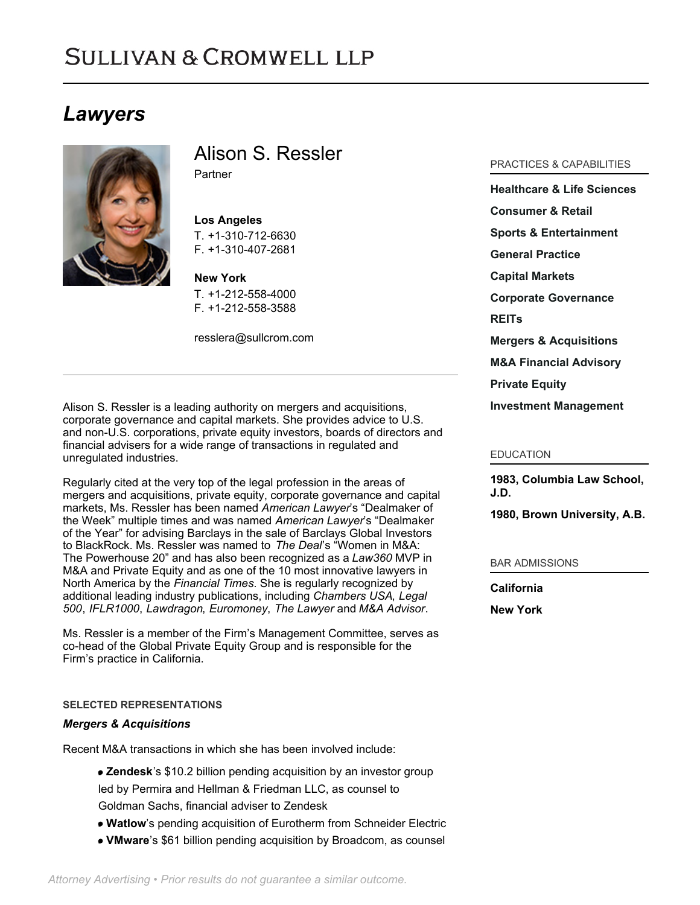# Sullivan & Cromwell LLP

## *Lawyers*

## Alison S. Ressler

Partner

**Los Angeles**
T. +1-310-712-6630
F. +1-310-407-2681

**New York**
T. +1-212-558-4000
F. +1-212-558-3588

resslera@sullcrom.com

Alison S. Ressler is a leading authority on mergers and acquisitions, corporate governance and capital markets. She provides advice to U.S. and non-U.S. corporations, private equity investors, boards of directors and financial advisers for a wide range of transactions in regulated and unregulated industries.

Regularly cited at the very top of the legal profession in the areas of mergers and acquisitions, private equity, corporate governance and capital markets, Ms. Ressler has been named *American Lawyer*'s "Dealmaker of the Week" multiple times and was named *American Lawyer*'s "Dealmaker of the Year" for advising Barclays in the sale of Barclays Global Investors to BlackRock. Ms. Ressler was named to *The Deal*'s "Women in M&A: The Powerhouse 20" and has also been recognized as a *Law360* MVP in M&A and Private Equity and as one of the 10 most innovative lawyers in North America by the *Financial Times*. She is regularly recognized by additional leading industry publications, including *Chambers USA*, *Legal 500*, *IFLR1000*, *Lawdragon*, *Euromoney*, *The Lawyer* and *M&A Advisor*.

Ms. Ressler is a member of the Firm's Management Committee, serves as co-head of the Global Private Equity Group and is responsible for the Firm's practice in California.

### PRACTICES & CAPABILITIES

- **Healthcare & Life Sciences**
- **Consumer & Retail**
- **Sports & Entertainment**
- **General Practice**
- **Capital Markets**
- **Corporate Governance**
- **REITs**
- **Mergers & Acquisitions**
- **M&A Financial Advisory**
- **Private Equity**
- **Investment Management**

### EDUCATION

**1983, Columbia Law School, J.D.**

**1980, Brown University, A.B.**

### BAR ADMISSIONS

**California**

**New York**

### SELECTED REPRESENTATIONS

#### *Mergers & Acquisitions*

Recent M&A transactions in which she has been involved include:

- **Zendesk**'s $10.2 billion pending acquisition by an investor group led by Permira and Hellman & Friedman LLC, as counsel to Goldman Sachs, financial adviser to Zendesk
- **Watlow**'s pending acquisition of Eurotherm from Schneider Electric
- **VMware**'s $61 billion pending acquisition by Broadcom, as counsel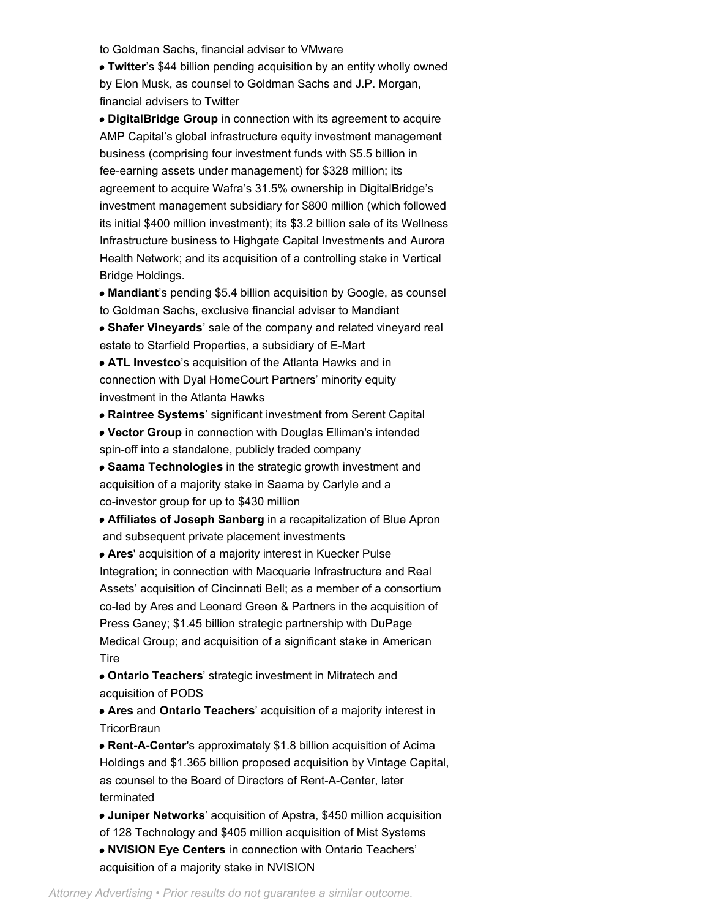to Goldman Sachs, financial adviser to VMware

- **Twitter**'s $44 billion pending acquisition by an entity wholly owned by Elon Musk, as counsel to Goldman Sachs and J.P. Morgan, financial advisers to Twitter
- **DigitalBridge Group** in connection with its agreement to acquire AMP Capital's global infrastructure equity investment management business (comprising four investment funds with $5.5 billion in fee-earning assets under management) for $328 million; its agreement to acquire Wafra's 31.5% ownership in DigitalBridge's investment management subsidiary for $800 million (which followed its initial $400 million investment); its $3.2 billion sale of its Wellness Infrastructure business to Highgate Capital Investments and Aurora Health Network; and its acquisition of a controlling stake in Vertical Bridge Holdings.
- **Mandiant**'s pending $5.4 billion acquisition by Google, as counsel to Goldman Sachs, exclusive financial adviser to Mandiant
- **Shafer Vineyards**' sale of the company and related vineyard real estate to Starfield Properties, a subsidiary of E-Mart
- **ATL Investco**'s acquisition of the Atlanta Hawks and in connection with Dyal HomeCourt Partners' minority equity investment in the Atlanta Hawks
- **Raintree Systems**' significant investment from Serent Capital
- **Vector Group** in connection with Douglas Elliman's intended spin-off into a standalone, publicly traded company
- **Saama Technologies** in the strategic growth investment and acquisition of a majority stake in Saama by Carlyle and a co-investor group for up to $430 million
- **Affiliates of Joseph Sanberg** in a recapitalization of Blue Apron and subsequent private placement investments
- **Ares**' acquisition of a majority interest in Kuecker Pulse Integration; in connection with Macquarie Infrastructure and Real Assets' acquisition of Cincinnati Bell; as a member of a consortium co-led by Ares and Leonard Green & Partners in the acquisition of Press Ganey; $1.45 billion strategic partnership with DuPage Medical Group; and acquisition of a significant stake in American Tire
- **Ontario Teachers**' strategic investment in Mitratech and acquisition of PODS
- **Ares** and **Ontario Teachers**' acquisition of a majority interest in TricorBraun
- **Rent-A-Center**'s approximately $1.8 billion acquisition of Acima Holdings and $1.365 billion proposed acquisition by Vintage Capital, as counsel to the Board of Directors of Rent-A-Center, later terminated
- **Juniper Networks**' acquisition of Apstra, $450 million acquisition of 128 Technology and $405 million acquisition of Mist Systems
- **NVISION Eye Centers** in connection with Ontario Teachers' acquisition of a majority stake in NVISION

*Attorney Advertising • Prior results do not guarantee a similar outcome.*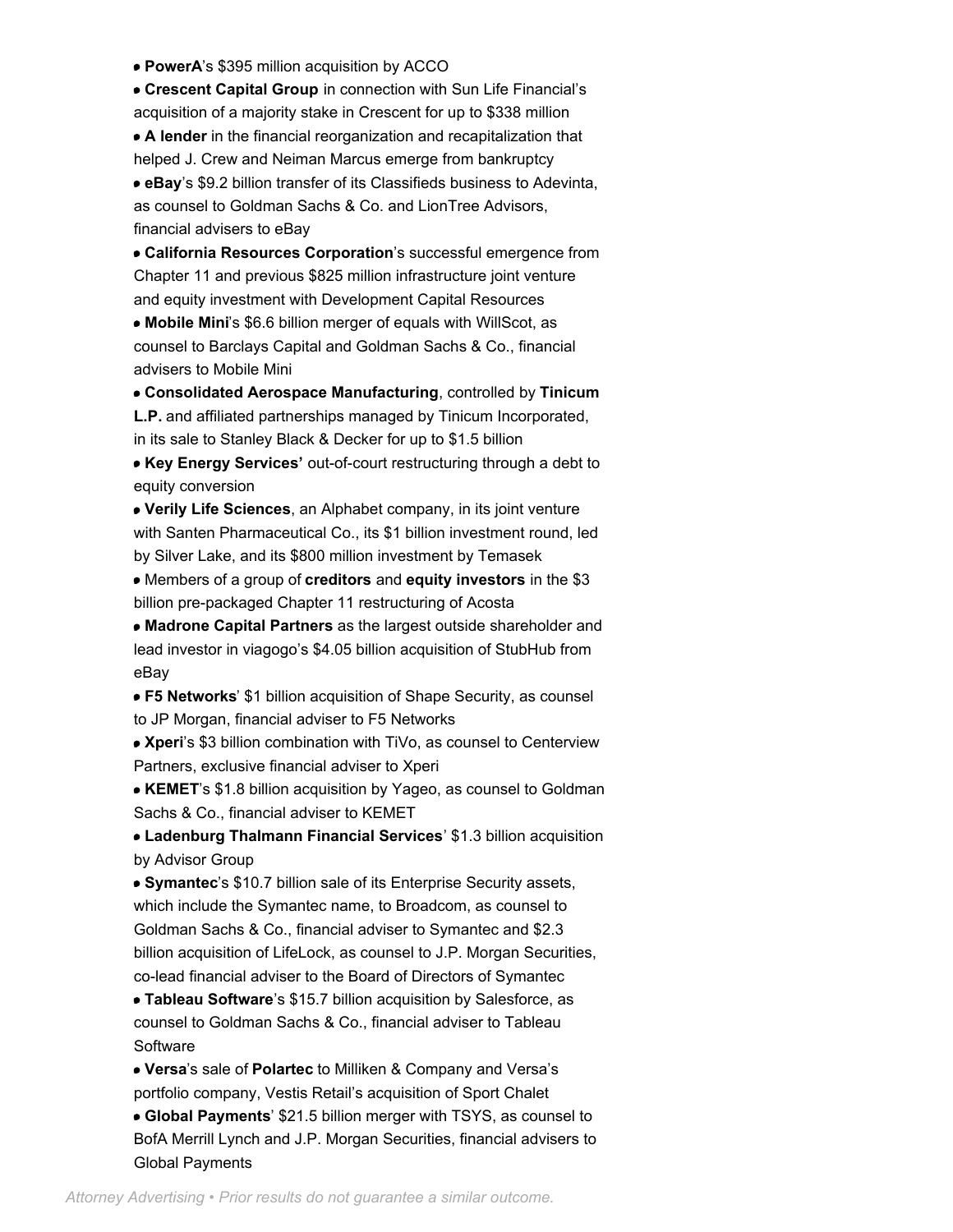- **PowerA**'s $395 million acquisition by ACCO
- **Crescent Capital Group** in connection with Sun Life Financial's acquisition of a majority stake in Crescent for up to $338 million
- **A lender** in the financial reorganization and recapitalization that helped J. Crew and Neiman Marcus emerge from bankruptcy
- **eBay**'s $9.2 billion transfer of its Classifieds business to Adevinta, as counsel to Goldman Sachs & Co. and LionTree Advisors, financial advisers to eBay
- **California Resources Corporation**'s successful emergence from Chapter 11 and previous $825 million infrastructure joint venture and equity investment with Development Capital Resources
- **Mobile Mini**'s $6.6 billion merger of equals with WillScot, as counsel to Barclays Capital and Goldman Sachs & Co., financial advisers to Mobile Mini
- **Consolidated Aerospace Manufacturing**, controlled by **Tinicum L.P.** and affiliated partnerships managed by Tinicum Incorporated, in its sale to Stanley Black & Decker for up to $1.5 billion
- **Key Energy Services'** out-of-court restructuring through a debt to equity conversion
- **Verily Life Sciences**, an Alphabet company, in its joint venture with Santen Pharmaceutical Co., its $1 billion investment round, led by Silver Lake, and its $800 million investment by Temasek
- Members of a group of **creditors** and **equity investors** in the $3 billion pre-packaged Chapter 11 restructuring of Acosta
- **Madrone Capital Partners** as the largest outside shareholder and lead investor in viagogo's $4.05 billion acquisition of StubHub from eBay
- **F5 Networks**' $1 billion acquisition of Shape Security, as counsel to JP Morgan, financial adviser to F5 Networks
- **Xperi**'s $3 billion combination with TiVo, as counsel to Centerview Partners, exclusive financial adviser to Xperi
- **KEMET**'s $1.8 billion acquisition by Yageo, as counsel to Goldman Sachs & Co., financial adviser to KEMET
- **Ladenburg Thalmann Financial Services**' $1.3 billion acquisition by Advisor Group
- **Symantec**'s $10.7 billion sale of its Enterprise Security assets, which include the Symantec name, to Broadcom, as counsel to Goldman Sachs & Co., financial adviser to Symantec and $2.3 billion acquisition of LifeLock, as counsel to J.P. Morgan Securities, co-lead financial adviser to the Board of Directors of Symantec
- **Tableau Software**'s $15.7 billion acquisition by Salesforce, as counsel to Goldman Sachs & Co., financial adviser to Tableau Software
- **Versa**'s sale of **Polartec** to Milliken & Company and Versa's portfolio company, Vestis Retail's acquisition of Sport Chalet
- **Global Payments**' $21.5 billion merger with TSYS, as counsel to BofA Merrill Lynch and J.P. Morgan Securities, financial advisers to Global Payments

*Attorney Advertising • Prior results do not guarantee a similar outcome.*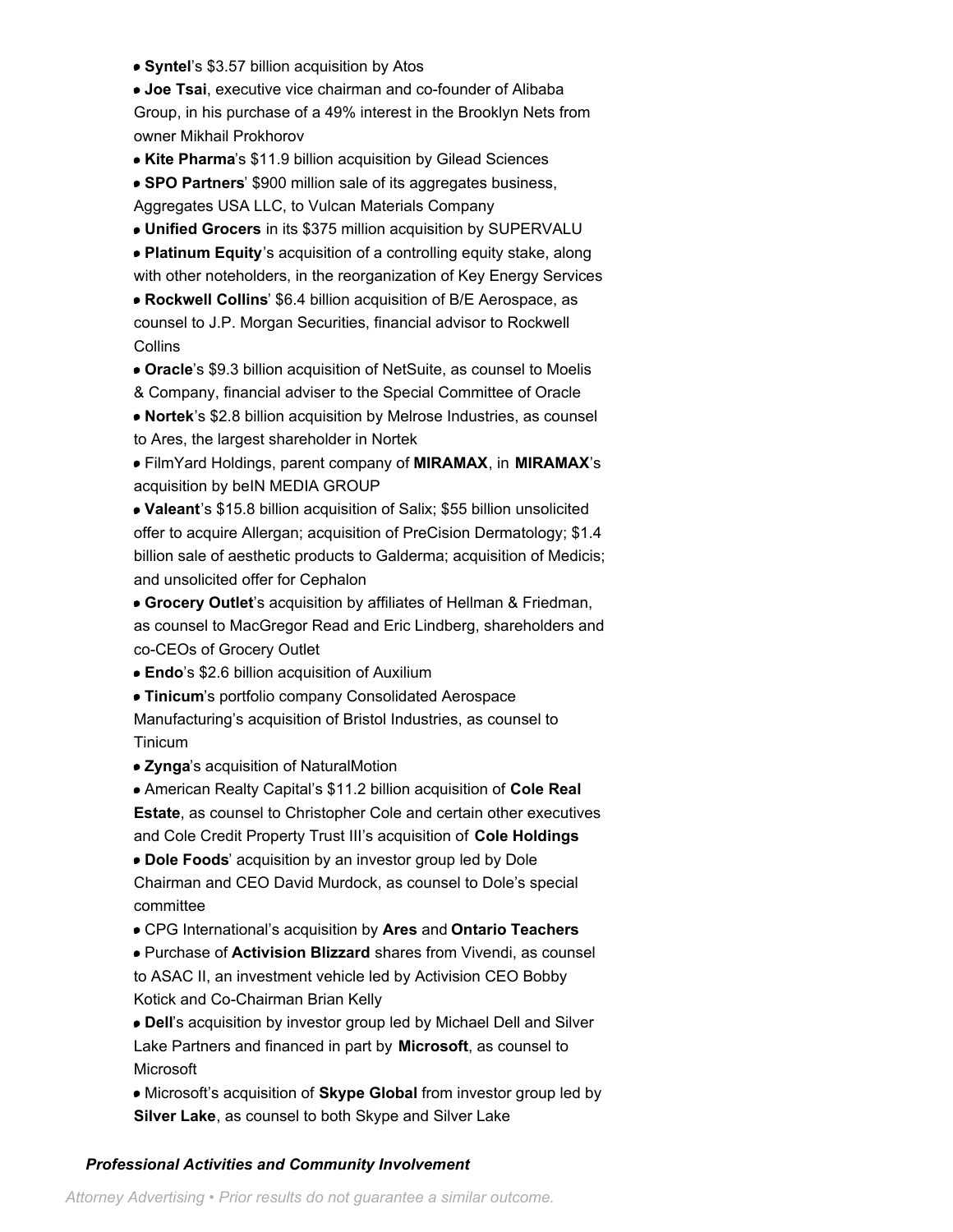- **Syntel**'s $3.57 billion acquisition by Atos
- **Joe Tsai**, executive vice chairman and co-founder of Alibaba Group, in his purchase of a 49% interest in the Brooklyn Nets from owner Mikhail Prokhorov
- **Kite Pharma**'s $11.9 billion acquisition by Gilead Sciences
- **SPO Partners**' $900 million sale of its aggregates business, Aggregates USA LLC, to Vulcan Materials Company
- **Unified Grocers** in its $375 million acquisition by SUPERVALU
- **Platinum Equity**'s acquisition of a controlling equity stake, along with other noteholders, in the reorganization of Key Energy Services
- **Rockwell Collins**' $6.4 billion acquisition of B/E Aerospace, as counsel to J.P. Morgan Securities, financial advisor to Rockwell Collins
- **Oracle**'s $9.3 billion acquisition of NetSuite, as counsel to Moelis & Company, financial adviser to the Special Committee of Oracle
- **Nortek**'s $2.8 billion acquisition by Melrose Industries, as counsel to Ares, the largest shareholder in Nortek
- FilmYard Holdings, parent company of **MIRAMAX**, in **MIRAMAX**'s acquisition by beIN MEDIA GROUP
- **Valeant**'s $15.8 billion acquisition of Salix; $55 billion unsolicited offer to acquire Allergan; acquisition of PreCision Dermatology; $1.4 billion sale of aesthetic products to Galderma; acquisition of Medicis; and unsolicited offer for Cephalon
- **Grocery Outlet**'s acquisition by affiliates of Hellman & Friedman, as counsel to MacGregor Read and Eric Lindberg, shareholders and co-CEOs of Grocery Outlet
- **Endo**'s $2.6 billion acquisition of Auxilium
- **Tinicum**'s portfolio company Consolidated Aerospace Manufacturing's acquisition of Bristol Industries, as counsel to Tinicum
- **Zynga**'s acquisition of NaturalMotion
- American Realty Capital's $11.2 billion acquisition of **Cole Real Estate**, as counsel to Christopher Cole and certain other executives and Cole Credit Property Trust III's acquisition of **Cole Holdings**
- **Dole Foods**' acquisition by an investor group led by Dole Chairman and CEO David Murdock, as counsel to Dole's special committee
- CPG International's acquisition by **Ares** and **Ontario Teachers**
- Purchase of **Activision Blizzard** shares from Vivendi, as counsel to ASAC II, an investment vehicle led by Activision CEO Bobby Kotick and Co-Chairman Brian Kelly
- **Dell**'s acquisition by investor group led by Michael Dell and Silver Lake Partners and financed in part by **Microsoft**, as counsel to Microsoft
- Microsoft's acquisition of **Skype Global** from investor group led by **Silver Lake**, as counsel to both Skype and Silver Lake

***Professional Activities and Community Involvement***

*Attorney Advertising • Prior results do not guarantee a similar outcome.*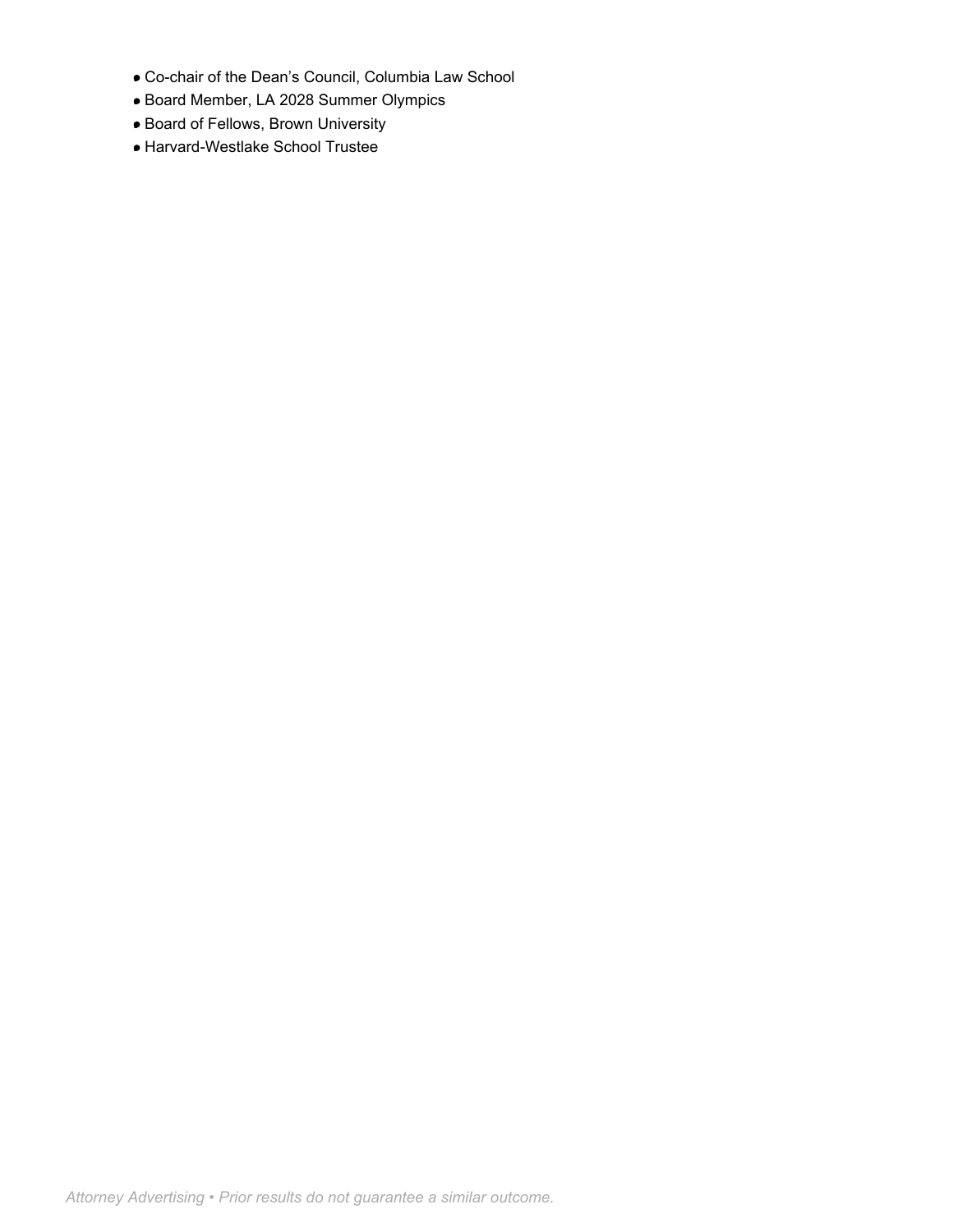- Co-chair of the Dean’s Council, Columbia Law School
- Board Member, LA 2028 Summer Olympics
- Board of Fellows, Brown University
- Harvard-Westlake School Trustee

*Attorney Advertising • Prior results do not guarantee a similar outcome.*